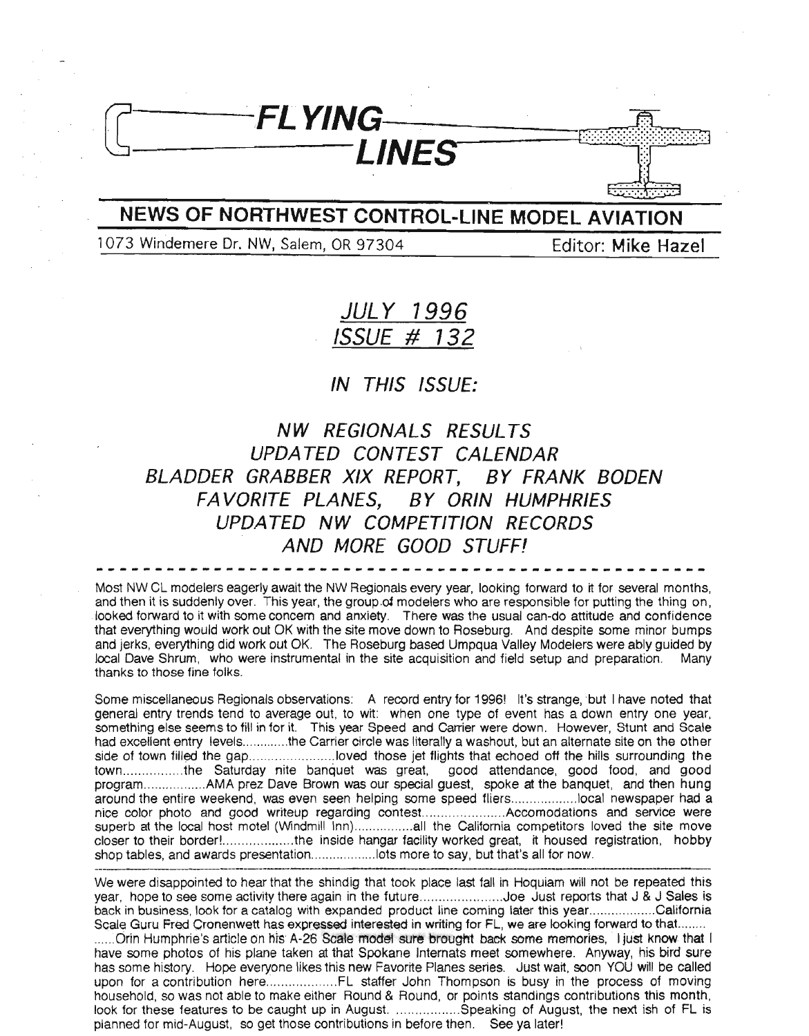# FLYING LINES

## NEWS OF NORTHWEST CONTROL-LINE MODEL AVIATION

1073 Windemere Dr. NW, Salem, OR 97304 — Editor: Mike Hazel

## *JULY 1996*
## *ISSUE # 132*

### *IN THIS ISSUE:*

*NW REGIONALS RESULTS*
*UPDATED CONTEST CALENDAR*
*BLADDER GRABBER XIX REPORT, BY FRANK BODEN*
*FAVORITE PLANES, BY ORIN HUMPHRIES*
*UPDATED NW COMPETITION RECORDS*
*AND MORE GOOD STUFF!*

---

Most NW CL modelers eagerly await the NW Regionals every year, looking forward to it for several months, and then it is suddenly over. This year, the group of modelers who are responsible for putting the thing on, looked forward to it with some concern and anxiety. There was the usual can-do attitude and confidence that everything would work out OK with the site move down to Roseburg. And despite some minor bumps and jerks, everything did work out OK. The Roseburg based Umpqua Valley Modelers were ably guided by local Dave Shrum, who were instrumental in the site acquisition and field setup and preparation. Many thanks to those fine folks.

Some miscellaneous Regionals observations: A record entry for 1996! It's strange, but I have noted that general entry trends tend to average out, to wit: when one type of event has a down entry one year, something else seems to fill in for it. This year Speed and Carrier were down. However, Stunt and Scale had excellent entry levels.............the Carrier circle was literally a washout, but an alternate site on the other side of town filled the gap.......................loved those jet flights that echoed off the hills surrounding the town................the Saturday nite banquet was great, good attendance, good food, and good program.................AMA prez Dave Brown was our special guest, spoke at the banquet, and then hung around the entire weekend, was even seen helping some speed fliers..................local newspaper had a nice color photo and good writeup regarding contest......................Accomodations and service were superb at the local host motel (Windmill Inn)................all the California competitors loved the site move closer to their border!...................the inside hangar facility worked great, it housed registration, hobby shop tables, and awards presentation.................lots more to say, but that's all for now.

---

We were disappointed to hear that the shindig that took place last fall in Hoquiam will not be repeated this year, hope to see some activity there again in the future.......................Joe Just reports that J & J Sales is back in business, look for a catalog with expanded product line coming later this year..................California Scale Guru Fred Cronenwett has expressed interested in writing for FL, we are looking forward to that........ ......Orin Humphrie's article on his A-26 Scale model sure brought back some memories, I just know that I have some photos of his plane taken at that Spokane Internats meet somewhere. Anyway, his bird sure has some history. Hope everyone likes this new Favorite Planes series. Just wait, soon YOU will be called upon for a contribution here..................FL staffer John Thompson is busy in the process of moving household, so was not able to make either Round & Round, or points standings contributions this month, look for these features to be caught up in August. .................Speaking of August, the next ish of FL is planned for mid-August, so get those contributions in before then. See ya later!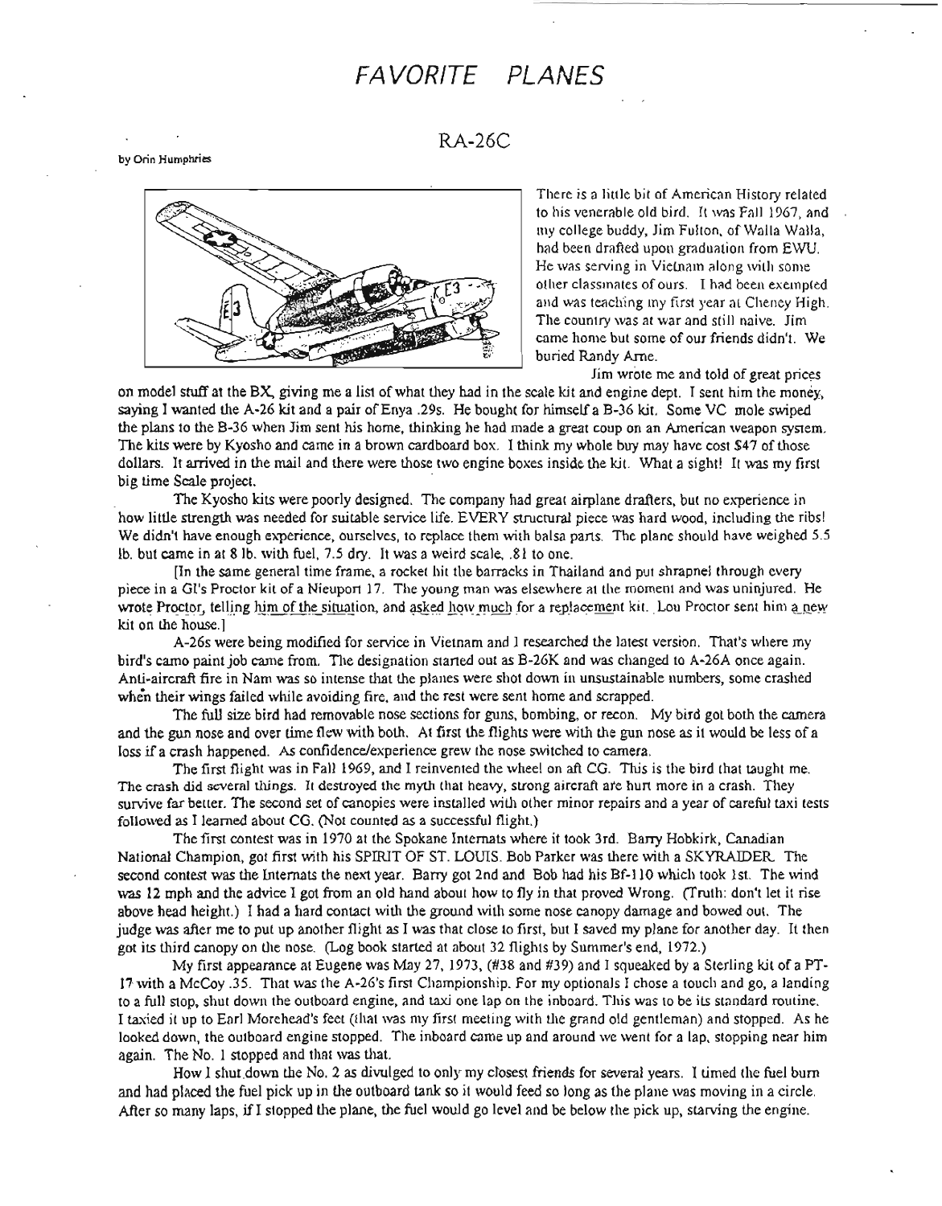# FAVORITE PLANES

## RA-26C

by Orin Humphries

There is a little bit of American History related to his venerable old bird. It was Fall 1967, and my college buddy, Jim Fulton, of Walla Walla, had been drafted upon graduation from EWU. He was serving in Vietnam along with some other classmates of ours. I had been exempted and was teaching my first year at Cheney High. The country was at war and still naive. Jim came home but some of our friends didn't. We buried Randy Arne.

Jim wrote me and told of great prices on model stuff at the BX, giving me a list of what they had in the scale kit and engine dept. I sent him the money, saying I wanted the A-26 kit and a pair of Enya .29s. He bought for himself a B-36 kit. Some VC mole swiped the plans to the B-36 when Jim sent his home, thinking he had made a great coup on an American weapon system. The kits were by Kyosho and came in a brown cardboard box. I think my whole buy may have cost $47 of those dollars. It arrived in the mail and there were those two engine boxes inside the kit. What a sight! It was my first big time Scale project.

The Kyosho kits were poorly designed. The company had great airplane drafters, but no experience in how little strength was needed for suitable service life. EVERY structural piece was hard wood, including the ribs! We didn't have enough experience, ourselves, to replace them with balsa parts. The plane should have weighed 5.5 lb. but came in at 8 lb. with fuel, 7.5 dry. It was a weird scale, .81 to one.

[In the same general time frame, a rocket hit the barracks in Thailand and put shrapnel through every piece in a GI's Proctor kit of a Nieuport 17. The young man was elsewhere at the moment and was uninjured. He wrote Proctor, telling him of the situation, and asked how much for a replacement kit. Lou Proctor sent him a new kit on the house.]

A-26s were being modified for service in Vietnam and I researched the latest version. That's where my bird's camo paint job came from. The designation started out as B-26K and was changed to A-26A once again. Anti-aircraft fire in Nam was so intense that the planes were shot down in unsustainable numbers, some crashed when their wings failed while avoiding fire, and the rest were sent home and scrapped.

The full size bird had removable nose sections for guns, bombing, or recon. My bird got both the camera and the gun nose and over time flew with both. At first the flights were with the gun nose as it would be less of a loss if a crash happened. As confidence/experience grew the nose switched to camera.

The first flight was in Fall 1969, and I reinvented the wheel on aft CG. This is the bird that taught me. The crash did several things. It destroyed the myth that heavy, strong aircraft are hurt more in a crash. They survive far better. The second set of canopies were installed with other minor repairs and a year of careful taxi tests followed as I learned about CG. (Not counted as a successful flight.)

The first contest was in 1970 at the Spokane Internats where it took 3rd. Barry Hobkirk, Canadian National Champion, got first with his SPIRIT OF ST. LOUIS. Bob Parker was there with a SKYRAIDER. The second contest was the Internats the next year. Barry got 2nd and Bob had his Bf-110 which took 1st. The wind was 12 mph and the advice I got from an old hand about how to fly in that proved Wrong. (Truth: don't let it rise above head height.) I had a hard contact with the ground with some nose canopy damage and bowed out. The judge was after me to put up another flight as I was that close to first, but I saved my plane for another day. It then got its third canopy on the nose. (Log book started at about 32 flights by Summer's end, 1972.)

My first appearance at Eugene was May 27, 1973, (#38 and #39) and I squeaked by a Sterling kit of a PT-17 with a McCoy .35. That was the A-26's first Championship. For my optionals I chose a touch and go, a landing to a full stop, shut down the outboard engine, and taxi one lap on the inboard. This was to be its standard routine. I taxied it up to Earl Morehead's feet (that was my first meeting with the grand old gentleman) and stopped. As he looked down, the outboard engine stopped. The inboard came up and around we went for a lap, stopping near him again. The No. 1 stopped and that was that.

How I shut down the No. 2 as divulged to only my closest friends for several years. I timed the fuel burn and had placed the fuel pick up in the outboard tank so it would feed so long as the plane was moving in a circle. After so many laps, if I stopped the plane, the fuel would go level and be below the pick up, starving the engine.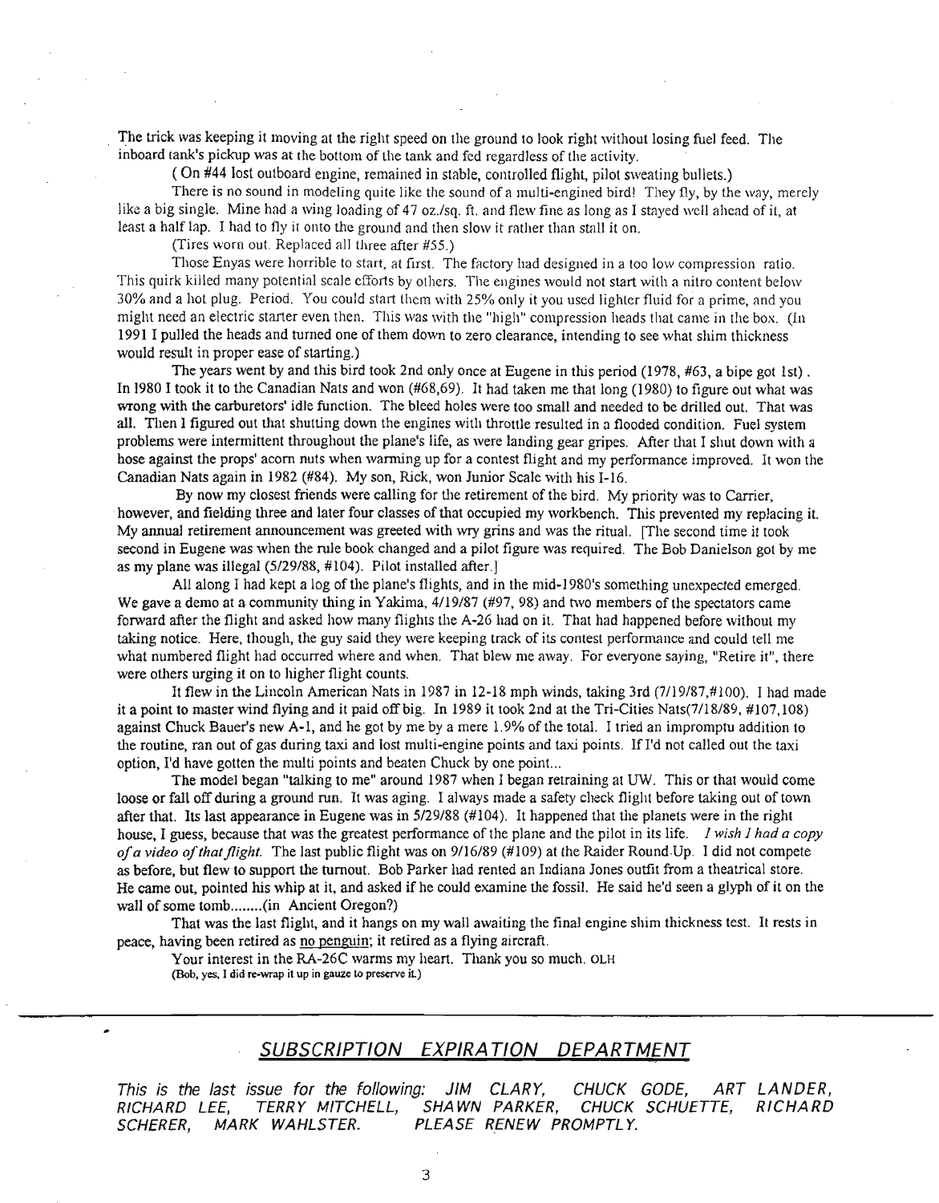The trick was keeping it moving at the right speed on the ground to look right without losing fuel feed. The inboard tank's pickup was at the bottom of the tank and fed regardless of the activity.

( On #44 lost outboard engine, remained in stable, controlled flight, pilot sweating bullets.)

There is no sound in modeling quite like the sound of a multi-engined bird! They fly, by the way, merely like a big single. Mine had a wing loading of 47 oz./sq. ft. and flew fine as long as I stayed well ahead of it, at least a half lap. I had to fly it onto the ground and then slow it rather than stall it on.

(Tires worn out. Replaced all three after #55.)

Those Enyas were horrible to start, at first. The factory had designed in a too low compression ratio. This quirk killed many potential scale efforts by others. The engines would not start with a nitro content below 30% and a hot plug. Period. You could start them with 25% only it you used lighter fluid for a prime, and you might need an electric starter even then. This was with the "high" compression heads that came in the box. (In 1991 I pulled the heads and turned one of them down to zero clearance, intending to see what shim thickness would result in proper ease of starting.)

The years went by and this bird took 2nd only once at Eugene in this period (1978, #63, a bipe got 1st). In 1980 I took it to the Canadian Nats and won (#68,69). It had taken me that long (1980) to figure out what was wrong with the carburetors' idle function. The bleed holes were too small and needed to be drilled out. That was all. Then I figured out that shutting down the engines with throttle resulted in a flooded condition. Fuel system problems were intermittent throughout the plane's life, as were landing gear gripes. After that I shut down with a hose against the props' acorn nuts when warming up for a contest flight and my performance improved. It won the Canadian Nats again in 1982 (#84). My son, Rick, won Junior Scale with his I-16.

By now my closest friends were calling for the retirement of the bird. My priority was to Carrier, however, and fielding three and later four classes of that occupied my workbench. This prevented my replacing it. My annual retirement announcement was greeted with wry grins and was the ritual. [The second time it took second in Eugene was when the rule book changed and a pilot figure was required. The Bob Danielson got by me as my plane was illegal (5/29/88, #104). Pilot installed after.]

All along I had kept a log of the plane's flights, and in the mid-1980's something unexpected emerged. We gave a demo at a community thing in Yakima, 4/19/87 (#97, 98) and two members of the spectators came forward after the flight and asked how many flights the A-26 had on it. That had happened before without my taking notice. Here, though, the guy said they were keeping track of its contest performance and could tell me what numbered flight had occurred where and when. That blew me away. For everyone saying, "Retire it", there were others urging it on to higher flight counts.

It flew in the Lincoln American Nats in 1987 in 12-18 mph winds, taking 3rd (7/19/87,#100). I had made it a point to master wind flying and it paid off big. In 1989 it took 2nd at the Tri-Cities Nats(7/18/89, #107,108) against Chuck Bauer's new A-1, and he got by me by a mere 1.9% of the total. I tried an impromptu addition to the routine, ran out of gas during taxi and lost multi-engine points and taxi points. If I'd not called out the taxi option, I'd have gotten the multi points and beaten Chuck by one point...

The model began "talking to me" around 1987 when I began retraining at UW. This or that would come loose or fall off during a ground run. It was aging. I always made a safety check flight before taking out of town after that. Its last appearance in Eugene was in 5/29/88 (#104). It happened that the planets were in the right house, I guess, because that was the greatest performance of the plane and the pilot in its life. *I wish I had a copy of a video of that flight.* The last public flight was on 9/16/89 (#109) at the Raider Round Up. I did not compete as before, but flew to support the turnout. Bob Parker had rented an Indiana Jones outfit from a theatrical store. He came out, pointed his whip at it, and asked if he could examine the fossil. He said he'd seen a glyph of it on the wall of some tomb........(in Ancient Oregon?)

That was the last flight, and it hangs on my wall awaiting the final engine shim thickness test. It rests in peace, having been retired as no penguin; it retired as a flying aircraft.

Your interest in the RA-26C warms my heart. Thank you so much. OLH
(Bob, yes, I did re-wrap it up in gauze to preserve it.)

---

## SUBSCRIPTION EXPIRATION DEPARTMENT

*This is the last issue for the following: JIM CLARY, CHUCK GODE, ART LANDER, RICHARD LEE, TERRY MITCHELL, SHAWN PARKER, CHUCK SCHUETTE, RICHARD SCHERER, MARK WAHLSTER. PLEASE RENEW PROMPTLY.*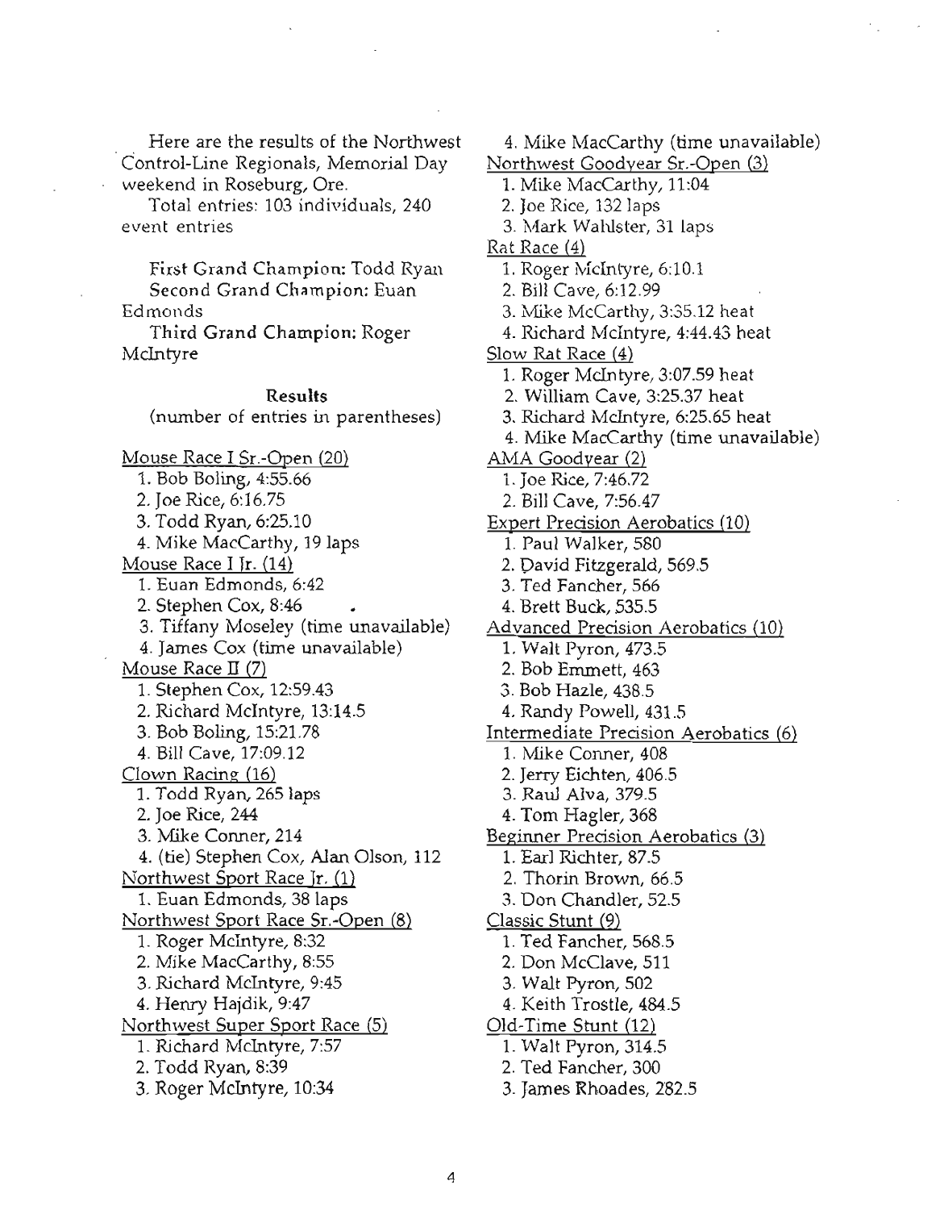Here are the results of the Northwest Control-Line Regionals, Memorial Day weekend in Roseburg, Ore.

Total entries: 103 individuals, 240 event entries

First Grand Champion: Todd Ryan
Second Grand Champion: Euan Edmonds
Third Grand Champion: Roger McIntyre

**Results**

(number of entries in parentheses)

Mouse Race I Sr.-Open (20)

1. Bob Boling, 4:55.66
2. Joe Rice, 6:16.75
3. Todd Ryan, 6:25.10
4. Mike MacCarthy, 19 laps

Mouse Race I Jr. (14)

1. Euan Edmonds, 6:42
2. Stephen Cox, 8:46
3. Tiffany Moseley (time unavailable)
4. James Cox (time unavailable)

Mouse Race II (7)

1. Stephen Cox, 12:59.43
2. Richard McIntyre, 13:14.5
3. Bob Boling, 15:21.78
4. Bill Cave, 17:09.12

Clown Racing (16)

1. Todd Ryan, 265 laps
2. Joe Rice, 244
3. Mike Conner, 214
4. (tie) Stephen Cox, Alan Olson, 112

Northwest Sport Race Jr. (1)

1. Euan Edmonds, 38 laps

Northwest Sport Race Sr.-Open (8)

1. Roger McIntyre, 8:32
2. Mike MacCarthy, 8:55
3. Richard McIntyre, 9:45
4. Henry Hajdik, 9:47

Northwest Super Sport Race (5)

1. Richard McIntyre, 7:57
2. Todd Ryan, 8:39
3. Roger McIntyre, 10:34
4. Mike MacCarthy (time unavailable)

Northwest Goodyear Sr.-Open (3)

1. Mike MacCarthy, 11:04
2. Joe Rice, 132 laps
3. Mark Wahlster, 31 laps

Rat Race (4)

1. Roger McIntyre, 6:10.1
2. Bill Cave, 6:12.99
3. Mike McCarthy, 3:35.12 heat
4. Richard McIntyre, 4:44.43 heat

Slow Rat Race (4)

1. Roger McIntyre, 3:07.59 heat
2. William Cave, 3:25.37 heat
3. Richard McIntyre, 6:25.65 heat
4. Mike MacCarthy (time unavailable)

AMA Goodyear (2)

1. Joe Rice, 7:46.72
2. Bill Cave, 7:56.47

Expert Precision Aerobatics (10)

1. Paul Walker, 580
2. David Fitzgerald, 569.5
3. Ted Fancher, 566
4. Brett Buck, 535.5

Advanced Precision Aerobatics (10)

1. Walt Pyron, 473.5
2. Bob Emmett, 463
3. Bob Hazle, 438.5
4. Randy Powell, 431.5

Intermediate Precision Aerobatics (6)

1. Mike Conner, 408
2. Jerry Eichten, 406.5
3. Raul Alva, 379.5
4. Tom Hagler, 368

Beginner Precision Aerobatics (3)

1. Earl Richter, 87.5
2. Thorin Brown, 66.5
3. Don Chandler, 52.5

Classic Stunt (9)

1. Ted Fancher, 568.5
2. Don McClave, 511
3. Walt Pyron, 502
4. Keith Trostle, 484.5

Old-Time Stunt (12)

1. Walt Pyron, 314.5
2. Ted Fancher, 300
3. James Rhoades, 282.5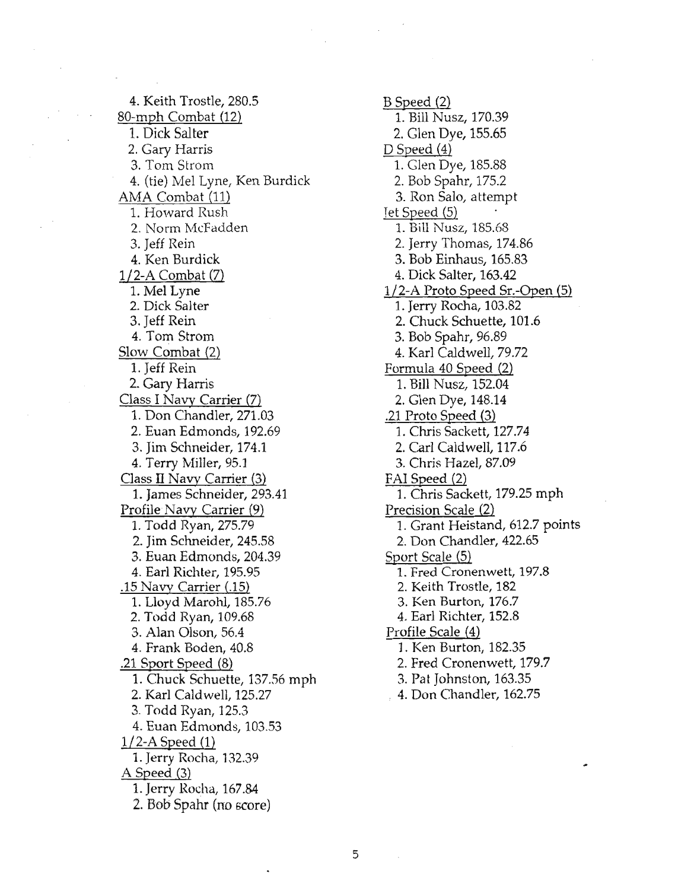4. Keith Trostle, 280.5

<u>80-mph Combat (12)</u>

1. Dick Salter
2. Gary Harris
3. Tom Strom
4. (tie) Mel Lyne, Ken Burdick

<u>AMA Combat (11)</u>

1. Howard Rush
2. Norm McFadden
3. Jeff Rein
4. Ken Burdick

<u>1/2-A Combat (7)</u>

1. Mel Lyne
2. Dick Salter
3. Jeff Rein
4. Tom Strom

<u>Slow Combat (2)</u>

1. Jeff Rein
2. Gary Harris

<u>Class I Navy Carrier (7)</u>

1. Don Chandler, 271.03
2. Euan Edmonds, 192.69
3. Jim Schneider, 174.1
4. Terry Miller, 95.1

<u>Class II Navy Carrier (3)</u>

1. James Schneider, 293.41

<u>Profile Navy Carrier (9)</u>

1. Todd Ryan, 275.79
2. Jim Schneider, 245.58
3. Euan Edmonds, 204.39
4. Earl Richter, 195.95

<u>.15 Navy Carrier (.15)</u>

1. Lloyd Marohl, 185.76
2. Todd Ryan, 109.68
3. Alan Olson, 56.4
4. Frank Boden, 40.8

<u>.21 Sport Speed (8)</u>

1. Chuck Schuette, 137.56 mph
2. Karl Caldwell, 125.27
3. Todd Ryan, 125.3
4. Euan Edmonds, 103.53

<u>1/2-A Speed (1)</u>

1. Jerry Rocha, 132.39

<u>A Speed (3)</u>

1. Jerry Rocha, 167.84
2. Bob Spahr (no score)

<u>B Speed (2)</u>

1. Bill Nusz, 170.39
2. Glen Dye, 155.65

<u>D Speed (4)</u>

1. Glen Dye, 185.88
2. Bob Spahr, 175.2
3. Ron Salo, attempt

<u>Jet Speed (5)</u>

1. Bill Nusz, 185.68
2. Jerry Thomas, 174.86
3. Bob Einhaus, 165.83
4. Dick Salter, 163.42

<u>1/2-A Proto Speed Sr.-Open (5)</u>

1. Jerry Rocha, 103.82
2. Chuck Schuette, 101.6
3. Bob Spahr, 96.89
4. Karl Caldwell, 79.72

<u>Formula 40 Speed (2)</u>

1. Bill Nusz, 152.04
2. Glen Dye, 148.14

<u>.21 Proto Speed (3)</u>

1. Chris Sackett, 127.74
2. Carl Caldwell, 117.6
3. Chris Hazel, 87.09

<u>FAI Speed (2)</u>

1. Chris Sackett, 179.25 mph

<u>Precision Scale (2)</u>

1. Grant Heistand, 612.7 points
2. Don Chandler, 422.65

<u>Sport Scale (5)</u>

1. Fred Cronenwett, 197.8
2. Keith Trostle, 182
3. Ken Burton, 176.7
4. Earl Richter, 152.8

<u>Profile Scale (4)</u>

1. Ken Burton, 182.35
2. Fred Cronenwett, 179.7
3. Pat Johnston, 163.35
4. Don Chandler, 162.75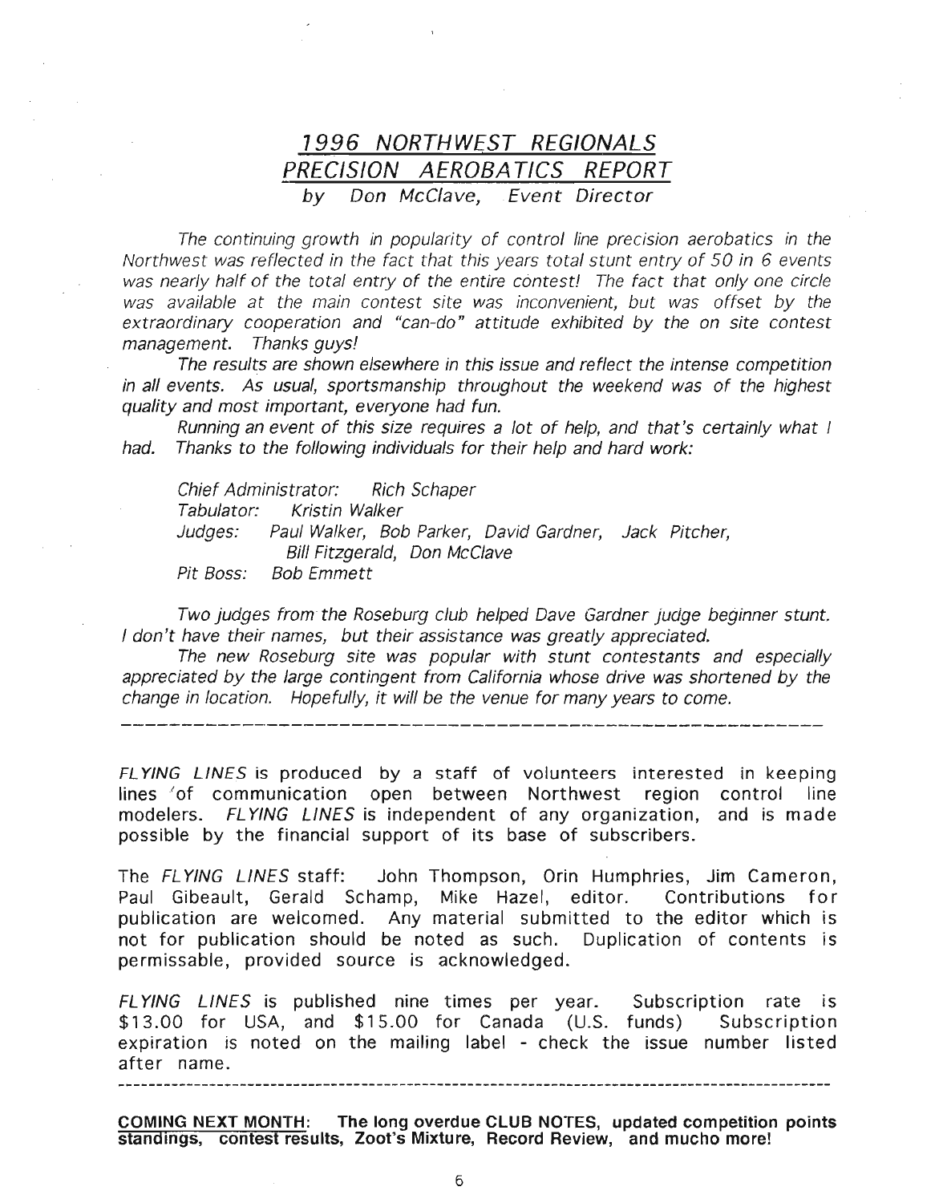# *1996 NORTHWEST REGIONALS PRECISION AEROBATICS REPORT*

*by Don McClave, Event Director*

*The continuing growth in popularity of control line precision aerobatics in the Northwest was reflected in the fact that this years total stunt entry of 50 in 6 events was nearly half of the total entry of the entire contest! The fact that only one circle was available at the main contest site was inconvenient, but was offset by the extraordinary cooperation and "can-do" attitude exhibited by the on site contest management. Thanks guys!*

*The results are shown elsewhere in this issue and reflect the intense competition in all events. As usual, sportsmanship throughout the weekend was of the highest quality and most important, everyone had fun.*

*Running an event of this size requires a lot of help, and that's certainly what I had. Thanks to the following individuals for their help and hard work:*

*Chief Administrator: Rich Schaper*
*Tabulator: Kristin Walker*
*Judges: Paul Walker, Bob Parker, David Gardner, Jack Pitcher, Bill Fitzgerald, Don McClave*
*Pit Boss: Bob Emmett*

*Two judges from the Roseburg club helped Dave Gardner judge beginner stunt. I don't have their names, but their assistance was greatly appreciated.*

*The new Roseburg site was popular with stunt contestants and especially appreciated by the large contingent from California whose drive was shortened by the change in location. Hopefully, it will be the venue for many years to come.*

---

*FLYING LINES* is produced by a staff of volunteers interested in keeping lines of communication open between Northwest region control line modelers. *FLYING LINES* is independent of any organization, and is made possible by the financial support of its base of subscribers.

The *FLYING LINES* staff: John Thompson, Orin Humphries, Jim Cameron, Paul Gibeault, Gerald Schamp, Mike Hazel, editor. Contributions for publication are welcomed. Any material submitted to the editor which is not for publication should be noted as such. Duplication of contents is permissable, provided source is acknowledged.

*FLYING LINES* is published nine times per year. Subscription rate is $13.00 for USA, and $15.00 for Canada (U.S. funds) Subscription expiration is noted on the mailing label - check the issue number listed after name.

---

**COMING NEXT MONTH: The long overdue CLUB NOTES, updated competition points standings, contest results, Zoot's Mixture, Record Review, and mucho more!**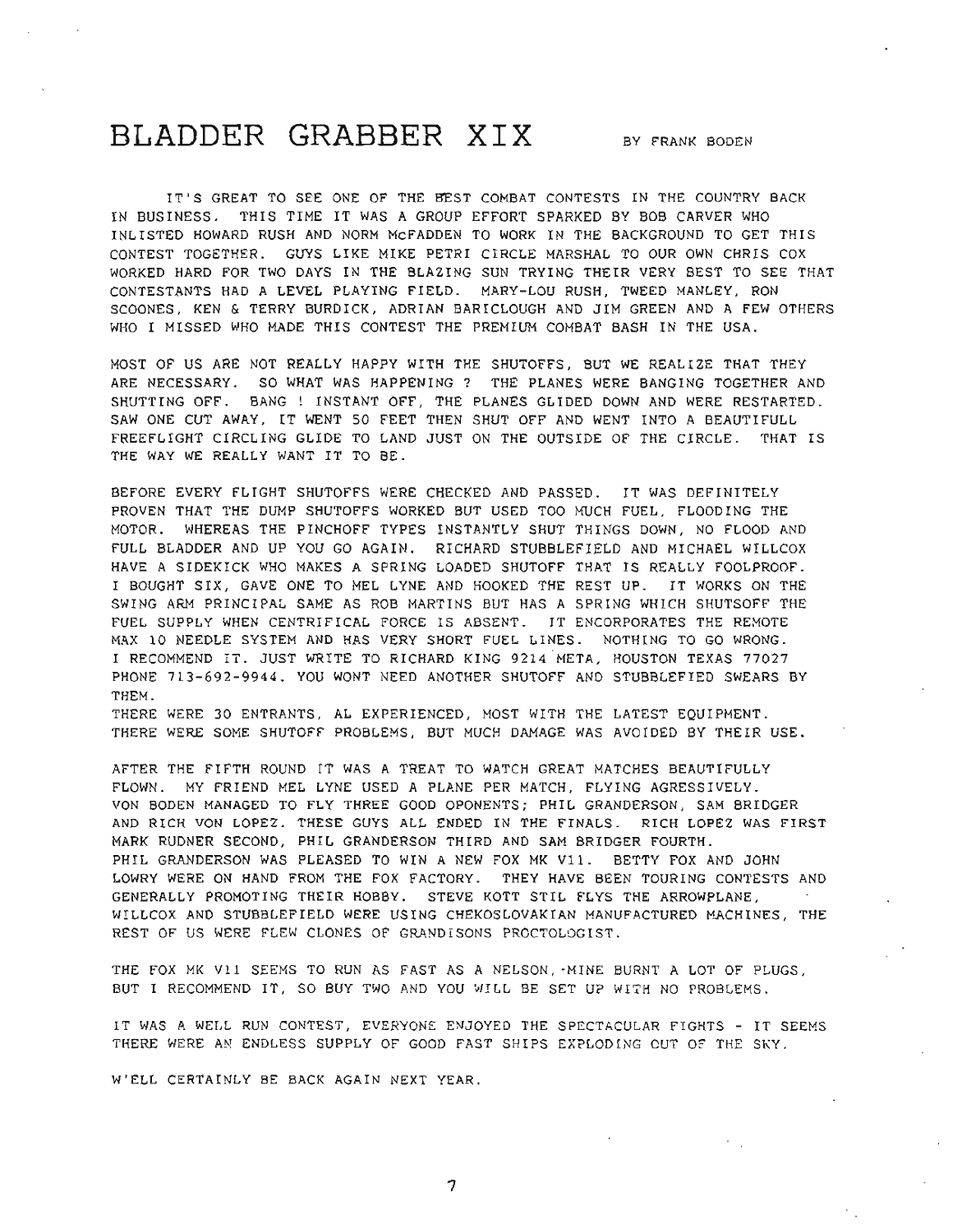# BLADDER GRABBER XIX

BY FRANK BODEN

IT'S GREAT TO SEE ONE OF THE BEST COMBAT CONTESTS IN THE COUNTRY BACK IN BUSINESS. THIS TIME IT WAS A GROUP EFFORT SPARKED BY BOB CARVER WHO INLISTED HOWARD RUSH AND NORM McFADDEN TO WORK IN THE BACKGROUND TO GET THIS CONTEST TOGETHER. GUYS LIKE MIKE PETRI CIRCLE MARSHAL TO OUR OWN CHRIS COX WORKED HARD FOR TWO DAYS IN THE BLAZING SUN TRYING THEIR VERY BEST TO SEE THAT CONTESTANTS HAD A LEVEL PLAYING FIELD. MARY-LOU RUSH, TWEED MANLEY, RON SCOONES, KEN & TERRY BURDICK, ADRIAN BARICLOUGH AND JIM GREEN AND A FEW OTHERS WHO I MISSED WHO MADE THIS CONTEST THE PREMIUM COMBAT BASH IN THE USA.

MOST OF US ARE NOT REALLY HAPPY WITH THE SHUTOFFS, BUT WE REALIZE THAT THEY ARE NECESSARY. SO WHAT WAS HAPPENING ? THE PLANES WERE BANGING TOGETHER AND SHUTTING OFF. BANG ! INSTANT OFF, THE PLANES GLIDED DOWN AND WERE RESTARTED. SAW ONE CUT AWAY, IT WENT 50 FEET THEN SHUT OFF AND WENT INTO A BEAUTIFULL FREEFLIGHT CIRCLING GLIDE TO LAND JUST ON THE OUTSIDE OF THE CIRCLE. THAT IS THE WAY WE REALLY WANT IT TO BE.

BEFORE EVERY FLIGHT SHUTOFFS WERE CHECKED AND PASSED. IT WAS DEFINITELY PROVEN THAT THE DUMP SHUTOFFS WORKED BUT USED TOO MUCH FUEL, FLOODING THE MOTOR. WHEREAS THE PINCHOFF TYPES INSTANTLY SHUT THINGS DOWN, NO FLOOD AND FULL BLADDER AND UP YOU GO AGAIN. RICHARD STUBBLEFIELD AND MICHAEL WILLCOX HAVE A SIDEKICK WHO MAKES A SPRING LOADED SHUTOFF THAT IS REALLY FOOLPROOF. I BOUGHT SIX, GAVE ONE TO MEL LYNE AND HOOKED THE REST UP. IT WORKS ON THE SWING ARM PRINCIPAL SAME AS ROB MARTINS BUT HAS A SPRING WHICH SHUTSOFF THE FUEL SUPPLY WHEN CENTRIFICAL FORCE IS ABSENT. IT ENCORPORATES THE REMOTE MAX 10 NEEDLE SYSTEM AND HAS VERY SHORT FUEL LINES. NOTHING TO GO WRONG. I RECOMMEND IT. JUST WRITE TO RICHARD KING 9214 META, HOUSTON TEXAS 77027 PHONE 713-692-9944. YOU WONT NEED ANOTHER SHUTOFF AND STUBBLEFIED SWEARS BY THEM.
THERE WERE 30 ENTRANTS, AL EXPERIENCED, MOST WITH THE LATEST EQUIPMENT. THERE WERE SOME SHUTOFF PROBLEMS, BUT MUCH DAMAGE WAS AVOIDED BY THEIR USE.

AFTER THE FIFTH ROUND IT WAS A TREAT TO WATCH GREAT MATCHES BEAUTIFULLY FLOWN. MY FRIEND MEL LYNE USED A PLANE PER MATCH, FLYING AGRESSIVELY. VON BODEN MANAGED TO FLY THREE GOOD OPONENTS; PHIL GRANDERSON, SAM BRIDGER AND RICH VON LOPEZ. THESE GUYS ALL ENDED IN THE FINALS. RICH LOPEZ WAS FIRST MARK RUDNER SECOND, PHIL GRANDERSON THIRD AND SAM BRIDGER FOURTH.
PHIL GRANDERSON WAS PLEASED TO WIN A NEW FOX MK V11. BETTY FOX AND JOHN LOWRY WERE ON HAND FROM THE FOX FACTORY. THEY HAVE BEEN TOURING CONTESTS AND GENERALLY PROMOTING THEIR HOBBY. STEVE KOTT STIL FLYS THE ARROWPLANE, WILLCOX AND STUBBLEFIELD WERE USING CHEKOSLOVAKIAN MANUFACTURED MACHINES, THE REST OF US WERE FLEW CLONES OF GRANDISONS PROCTOLOGIST.

THE FOX MK V11 SEEMS TO RUN AS FAST AS A NELSON, MINE BURNT A LOT OF PLUGS, BUT I RECOMMEND IT, SO BUY TWO AND YOU WILL BE SET UP WITH NO PROBLEMS.

IT WAS A WELL RUN CONTEST, EVERYONE ENJOYED THE SPECTACULAR FIGHTS - IT SEEMS THERE WERE AN ENDLESS SUPPLY OF GOOD FAST SHIPS EXPLODING OUT OF THE SKY.

W'ELL CERTAINLY BE BACK AGAIN NEXT YEAR.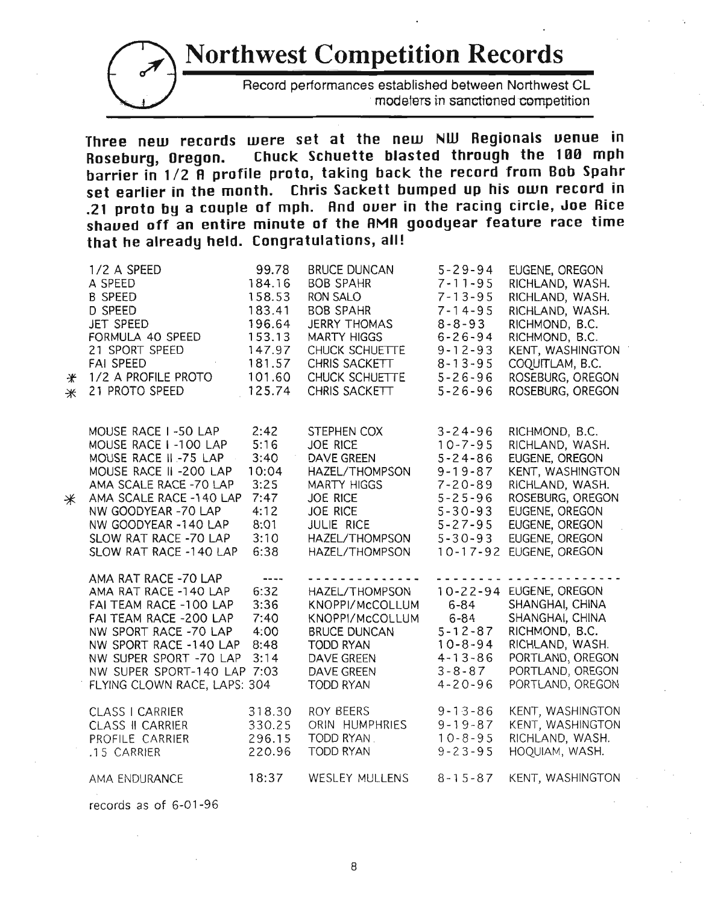# Northwest Competition Records

Record performances established between Northwest CL modelers in sanctioned competition

**Three new records were set at the new NW Regionals venue in Roseburg, Oregon. Chuck Schuette blasted through the 100 mph barrier in 1/2 A profile proto, taking back the record from Bob Spahr set earlier in the month. Chris Sackett bumped up his own record in .21 proto by a couple of mph. And over in the racing circle, Joe Rice shaved off an entire minute of the AMA goodyear feature race time that he already held. Congratulations, all!**

| | Event | Record | Holder | Date | Location |
|---|---|---|---|---|---|
| | 1/2 A SPEED | 99.78 | BRUCE DUNCAN | 5-29-94 | EUGENE, OREGON |
| | A SPEED | 184.16 | BOB SPAHR | 7-11-95 | RICHLAND, WASH. |
| | B SPEED | 158.53 | RON SALO | 7-13-95 | RICHLAND, WASH. |
| | D SPEED | 183.41 | BOB SPAHR | 7-14-95 | RICHLAND, WASH. |
| | JET SPEED | 196.64 | JERRY THOMAS | 8-8-93 | RICHMOND, B.C. |
| | FORMULA 40 SPEED | 153.13 | MARTY HIGGS | 6-26-94 | RICHMOND, B.C. |
| | 21 SPORT SPEED | 147.97 | CHUCK SCHUETTE | 9-12-93 | KENT, WASHINGTON |
| | FAI SPEED | 181.57 | CHRIS SACKETT | 8-13-95 | COQUITLAM, B.C. |
| * | 1/2 A PROFILE PROTO | 101.60 | CHUCK SCHUETTE | 5-26-96 | ROSEBURG, OREGON |
| * | 21 PROTO SPEED | 125.74 | CHRIS SACKETT | 5-26-96 | ROSEBURG, OREGON |
| | MOUSE RACE I -50 LAP | 2:42 | STEPHEN COX | 3-24-96 | RICHMOND, B.C. |
| | MOUSE RACE I -100 LAP | 5:16 | JOE RICE | 10-7-95 | RICHLAND, WASH. |
| | MOUSE RACE II -75 LAP | 3:40 | DAVE GREEN | 5-24-86 | EUGENE, OREGON |
| | MOUSE RACE II -200 LAP | 10:04 | HAZEL/THOMPSON | 9-19-87 | KENT, WASHINGTON |
| | AMA SCALE RACE -70 LAP | 3:25 | MARTY HIGGS | 7-20-89 | RICHLAND, WASH. |
| * | AMA SCALE RACE -140 LAP | 7:47 | JOE RICE | 5-25-96 | ROSEBURG, OREGON |
| | NW GOODYEAR -70 LAP | 4:12 | JOE RICE | 5-30-93 | EUGENE, OREGON |
| | NW GOODYEAR -140 LAP | 8:01 | JULIE RICE | 5-27-95 | EUGENE, OREGON |
| | SLOW RAT RACE -70 LAP | 3:10 | HAZEL/THOMPSON | 5-30-93 | EUGENE, OREGON |
| | SLOW RAT RACE -140 LAP | 6:38 | HAZEL/THOMPSON | 10-17-92 | EUGENE, OREGON |
| | AMA RAT RACE -70 LAP | ---- | ------------- | -------- | ------------- |
| | AMA RAT RACE -140 LAP | 6:32 | HAZEL/THOMPSON | 10-22-94 | EUGENE, OREGON |
| | FAI TEAM RACE -100 LAP | 3:36 | KNOPPI/McCOLLUM | 6-84 | SHANGHAI, CHINA |
| | FAI TEAM RACE -200 LAP | 7:40 | KNOPPI/McCOLLUM | 6-84 | SHANGHAI, CHINA |
| | NW SPORT RACE -70 LAP | 4:00 | BRUCE DUNCAN | 5-12-87 | RICHMOND, B.C. |
| | NW SPORT RACE -140 LAP | 8:48 | TODD RYAN | 10-8-94 | RICHLAND, WASH. |
| | NW SUPER SPORT -70 LAP | 3:14 | DAVE GREEN | 4-13-86 | PORTLAND, OREGON |
| | NW SUPER SPORT-140 LAP | 7:03 | DAVE GREEN | 3-8-87 | PORTLAND, OREGON |
| | FLYING CLOWN RACE, LAPS: | 304 | TODD RYAN | 4-20-96 | PORTLAND, OREGON |
| | CLASS I CARRIER | 318.30 | ROY BEERS | 9-13-86 | KENT, WASHINGTON |
| | CLASS II CARRIER | 330.25 | ORIN HUMPHRIES | 9-19-87 | KENT, WASHINGTON |
| | PROFILE CARRIER | 296.15 | TODD RYAN | 10-8-95 | RICHLAND, WASH. |
| | .15 CARRIER | 220.96 | TODD RYAN | 9-23-95 | HOQUIAM, WASH. |
| | AMA ENDURANCE | 18:37 | WESLEY MULLENS | 8-15-87 | KENT, WASHINGTON |

records as of 6-01-96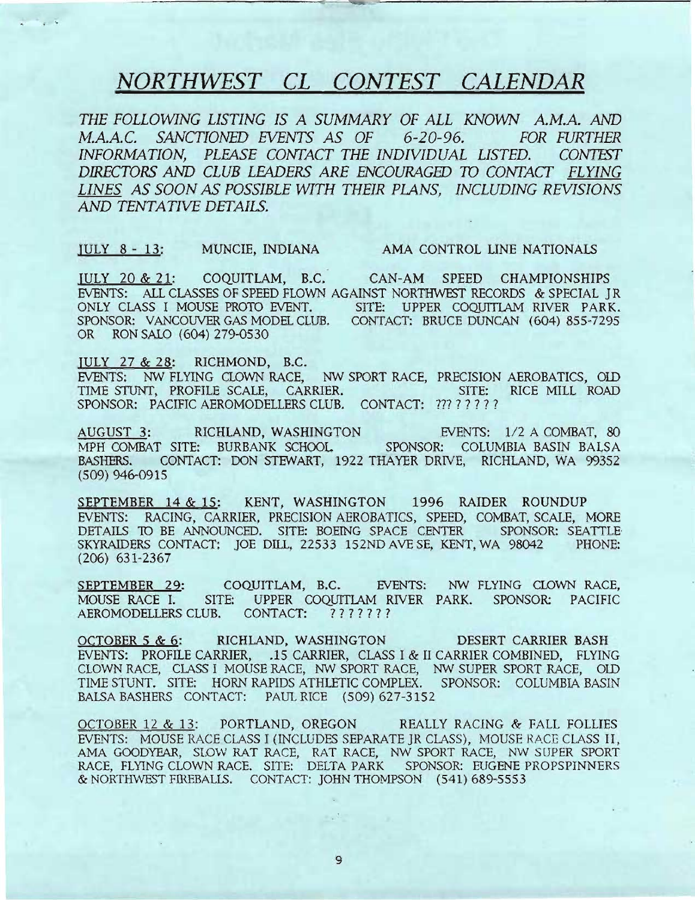# *NORTHWEST CL CONTEST CALENDAR*

*THE FOLLOWING LISTING IS A SUMMARY OF ALL KNOWN A.M.A. AND M.A.A.C. SANCTIONED EVENTS AS OF 6-20-96. FOR FURTHER INFORMATION, PLEASE CONTACT THE INDIVIDUAL LISTED. CONTEST DIRECTORS AND CLUB LEADERS ARE ENCOURAGED TO CONTACT FLYING LINES AS SOON AS POSSIBLE WITH THEIR PLANS, INCLUDING REVISIONS AND TENTATIVE DETAILS.*

JULY 8 - 13: MUNCIE, INDIANA AMA CONTROL LINE NATIONALS

JULY 20 & 21: COQUITLAM, B.C. CAN-AM SPEED CHAMPIONSHIPS EVENTS: ALL CLASSES OF SPEED FLOWN AGAINST NORTHWEST RECORDS & SPECIAL JR ONLY CLASS I MOUSE PROTO EVENT. SITE: UPPER COQUITLAM RIVER PARK. SPONSOR: VANCOUVER GAS MODEL CLUB. CONTACT: BRUCE DUNCAN (604) 855-7295 OR RON SALO (604) 279-0530

JULY 27 & 28: RICHMOND, B.C. EVENTS: NW FLYING CLOWN RACE, NW SPORT RACE, PRECISION AEROBATICS, OLD TIME STUNT, PROFILE SCALE, CARRIER. SITE: RICE MILL ROAD SPONSOR: PACIFIC AEROMODELLERS CLUB. CONTACT: ??? ? ? ? ? ?

AUGUST 3: RICHLAND, WASHINGTON EVENTS: 1/2 A COMBAT, 80 MPH COMBAT SITE: BURBANK SCHOOL SPONSOR: COLUMBIA BASIN BALSA BASHERS. CONTACT: DON STEWART, 1922 THAYER DRIVE, RICHLAND, WA 99352 (509) 946-0915

SEPTEMBER 14 & 15: KENT, WASHINGTON 1996 RAIDER ROUNDUP EVENTS: RACING, CARRIER, PRECISION AEROBATICS, SPEED, COMBAT, SCALE, MORE DETAILS TO BE ANNOUNCED. SITE: BOEING SPACE CENTER SPONSOR: SEATTLE SKYRAIDERS CONTACT: JOE DILL, 22533 152ND AVE SE, KENT, WA 98042 PHONE: (206) 631-2367

SEPTEMBER 29: COQUITLAM, B.C. EVENTS: NW FLYING CLOWN RACE, MOUSE RACE I. SITE: UPPER COQUITLAM RIVER PARK. SPONSOR: PACIFIC AEROMODELLERS CLUB. CONTACT: ? ? ? ? ? ? ?

OCTOBER 5 & 6: RICHLAND, WASHINGTON DESERT CARRIER BASH EVENTS: PROFILE CARRIER, .15 CARRIER, CLASS I & II CARRIER COMBINED, FLYING CLOWN RACE, CLASS I MOUSE RACE, NW SPORT RACE, NW SUPER SPORT RACE, OLD TIME STUNT. SITE: HORN RAPIDS ATHLETIC COMPLEX. SPONSOR: COLUMBIA BASIN BALSA BASHERS CONTACT: PAUL RICE (509) 627-3152

OCTOBER 12 & 13: PORTLAND, OREGON REALLY RACING & FALL FOLLIES EVENTS: MOUSE RACE CLASS I (INCLUDES SEPARATE JR CLASS), MOUSE RACE CLASS II, AMA GOODYEAR, SLOW RAT RACE, RAT RACE, NW SPORT RACE, NW SUPER SPORT RACE, FLYING CLOWN RACE. SITE: DELTA PARK SPONSOR: EUGENE PROPSPINNERS & NORTHWEST FIREBALLS. CONTACT: JOHN THOMPSON (541) 689-5553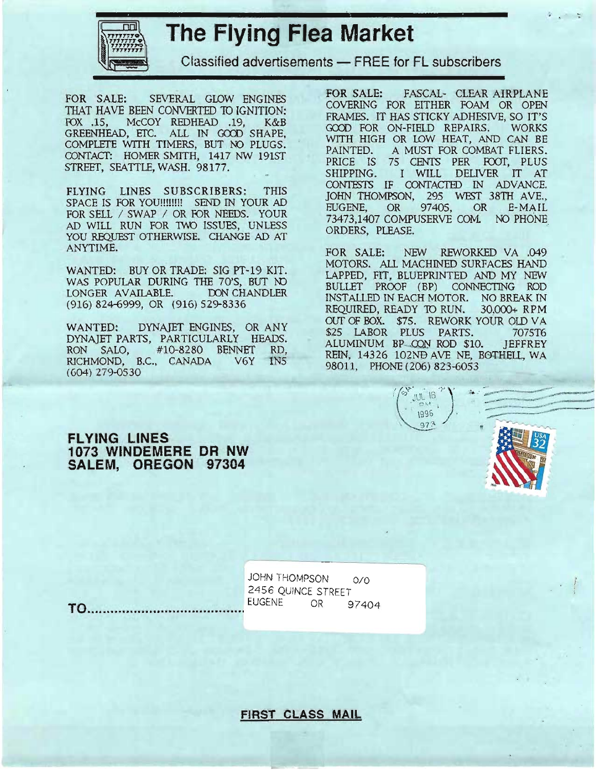# The Flying Flea Market

Classified advertisements — FREE for FL subscribers

FOR SALE: SEVERAL GLOW ENGINES THAT HAVE BEEN CONVERTED TO IGNITION: FOX .15, McCOY REDHEAD .19, K&B GREENHEAD, ETC. ALL IN GOOD SHAPE, COMPLETE WITH TIMERS, BUT NO PLUGS. CONTACT: HOMER SMITH, 1417 NW 191ST STREET, SEATTLE, WASH. 98177.

FLYING LINES SUBSCRIBERS: THIS SPACE IS FOR YOU!!!!!!!! SEND IN YOUR AD FOR SELL / SWAP / OR FOR NEEDS. YOUR AD WILL RUN FOR TWO ISSUES, UNLESS YOU REQUEST OTHERWISE. CHANGE AD AT ANYTIME.

WANTED: BUY OR TRADE: SIG PT-19 KIT. WAS POPULAR DURING THE 70'S, BUT NO LONGER AVAILABLE. DON CHANDLER (916) 824-6999, OR (916) 529-8336

WANTED: DYNAJET ENGINES, OR ANY DYNAJET PARTS, PARTICULARLY HEADS. RON SALO, #10-8280 BENNET RD, RICHMOND, B.C., CANADA V6Y 1N5 (604) 279-0530

FOR SALE: FASCAL- CLEAR AIRPLANE COVERING FOR EITHER FOAM OR OPEN FRAMES. IT HAS STICKY ADHESIVE, SO IT'S GOOD FOR ON-FIELD REPAIRS. WORKS WITH HIGH OR LOW HEAT, AND CAN BE PAINTED. A MUST FOR COMBAT FLIERS. PRICE IS 75 CENTS PER FOOT, PLUS SHIPPING. I WILL DELIVER IT AT CONTESTS IF CONTACTED IN ADVANCE. JOHN THOMPSON, 295 WEST 38TH AVE., EUGENE, OR 97405, OR E-MAIL 73473,1407 COMPUSERVE COM. NO PHONE ORDERS, PLEASE.

FOR SALE: NEW REWORKED VA .049 MOTORS. ALL MACHINED SURFACES HAND LAPPED, FIT, BLUEPRINTED AND MY NEW BULLET PROOF (BP) CONNECTING ROD INSTALLED IN EACH MOTOR. NO BREAK IN REQUIRED, READY TO RUN. 30,000+ RPM OUT OF BOX. $75. REWORK YOUR OLD VA $25 LABOR PLUS PARTS. 7075T6 ALUMINUM BP CON ROD $10. JEFFREY REIN, 14326 102ND AVE NE, BOTHELL, WA 98011, PHONE (206) 823-6053

JUL 16 PM 1996 973

**FLYING LINES**
**1073 WINDEMERE DR NW**
**SALEM, OREGON 97304**

USA 32

TO........................................

JOHN THOMPSON 0/0
2456 QUINCE STREET
EUGENE OR 97404

**FIRST CLASS MAIL**